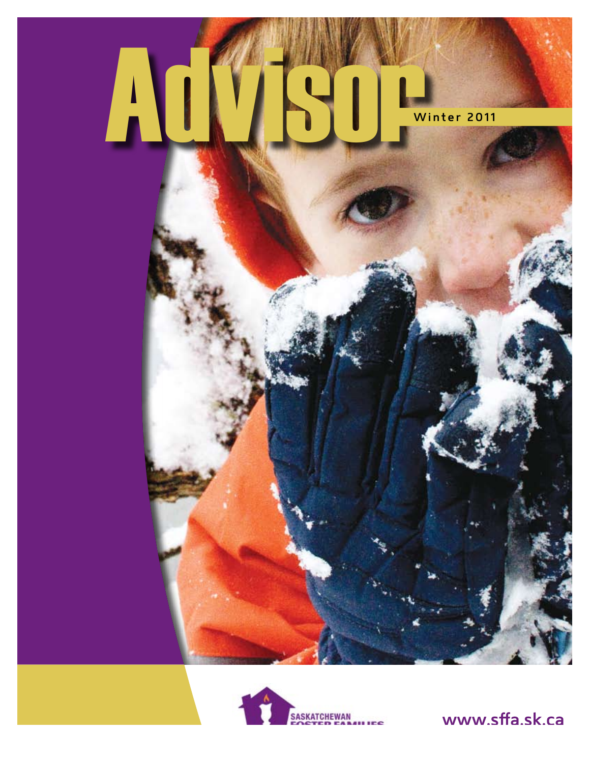# Advisor

Winter 2011

SASKATCHEWAN FOSTER FAMILIES

www.sffa.sk.ca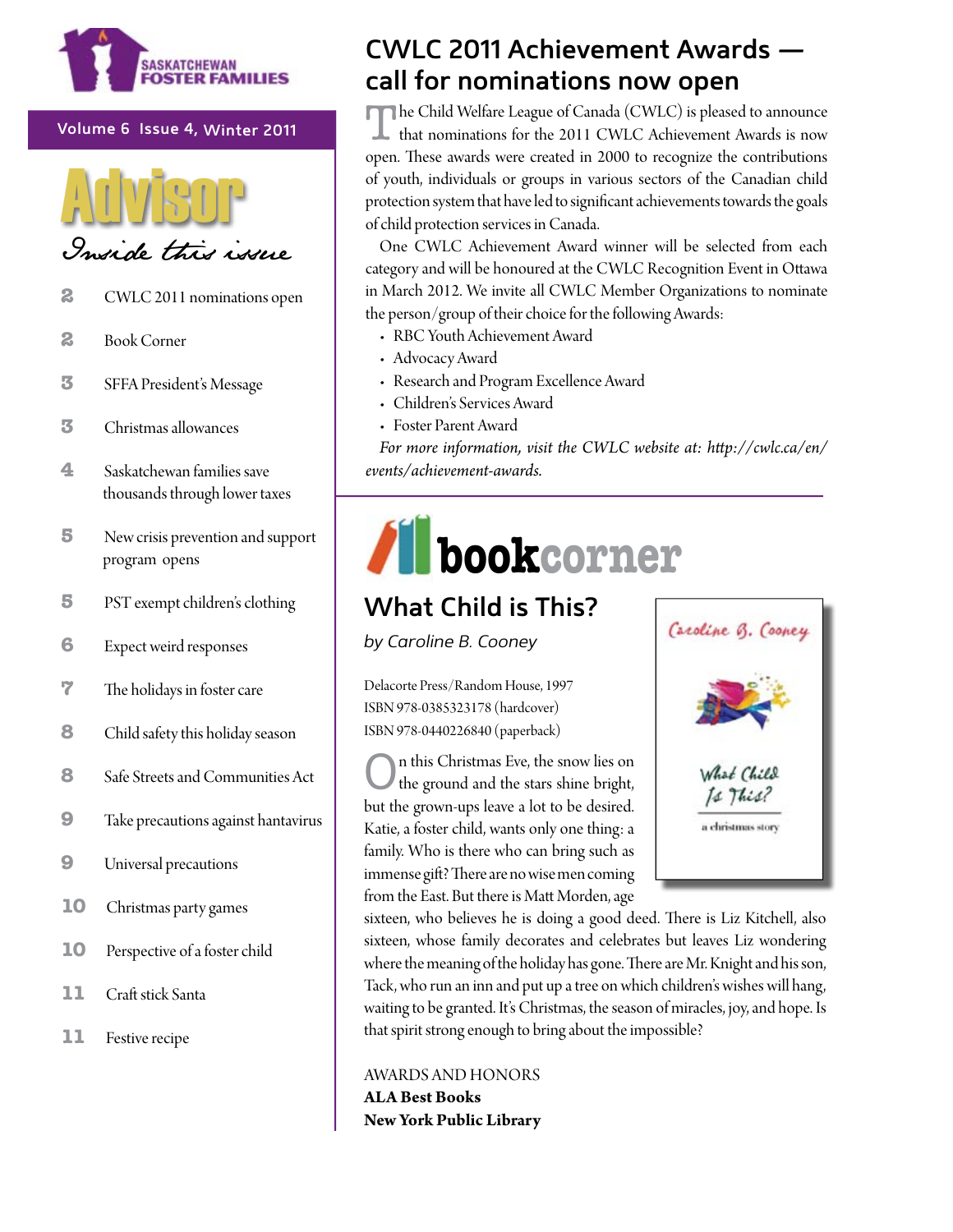SASKATCHEWAN FOSTER FAMILIES

Volume 6 Issue 4, Winter 2011

# Advisor

## Inside this issue

- 2 CWLC 2011 nominations open
- 2 Book Corner
- 3 SFFA President's Message
- 3 Christmas allowances
- 4 Saskatchewan families save thousands through lower taxes
- 5 New crisis prevention and support program opens
- 5 PST exempt children's clothing
- 6 Expect weird responses
- 7 The holidays in foster care
- 8 Child safety this holiday season
- 8 Safe Streets and Communities Act
- 9 Take precautions against hantavirus
- 9 Universal precautions
- 10 Christmas party games
- 10 Perspective of a foster child
- 11 Craft stick Santa
- 11 Festive recipe

## CWLC 2011 Achievement Awards — call for nominations now open

The Child Welfare League of Canada (CWLC) is pleased to announce that nominations for the 2011 CWLC Achievement Awards is now open. These awards were created in 2000 to recognize the contributions of youth, individuals or groups in various sectors of the Canadian child protection system that have led to significant achievements towards the goals of child protection services in Canada.

One CWLC Achievement Award winner will be selected from each category and will be honoured at the CWLC Recognition Event in Ottawa in March 2012. We invite all CWLC Member Organizations to nominate the person/group of their choice for the following Awards:

- RBC Youth Achievement Award
- Advocacy Award
- Research and Program Excellence Award
- Children's Services Award
- Foster Parent Award

*For more information, visit the CWLC website at: http://cwlc.ca/en/events/achievement-awards.*

## bookcorner

### What Child is This?

*by Caroline B. Cooney*

Delacorte Press/Random House, 1997
ISBN 978-0385323178 (hardcover)
ISBN 978-0440226840 (paperback)

On this Christmas Eve, the snow lies on the ground and the stars shine bright, but the grown-ups leave a lot to be desired. Katie, a foster child, wants only one thing: a family. Who is there who can bring such as immense gift? There are no wise men coming from the East. But there is Matt Morden, age sixteen, who believes he is doing a good deed. There is Liz Kitchell, also sixteen, whose family decorates and celebrates but leaves Liz wondering where the meaning of the holiday has gone. There are Mr. Knight and his son, Tack, who run an inn and put up a tree on which children's wishes will hang, waiting to be granted. It's Christmas, the season of miracles, joy, and hope. Is that spirit strong enough to bring about the impossible?

AWARDS AND HONORS

**ALA Best Books**

**New York Public Library**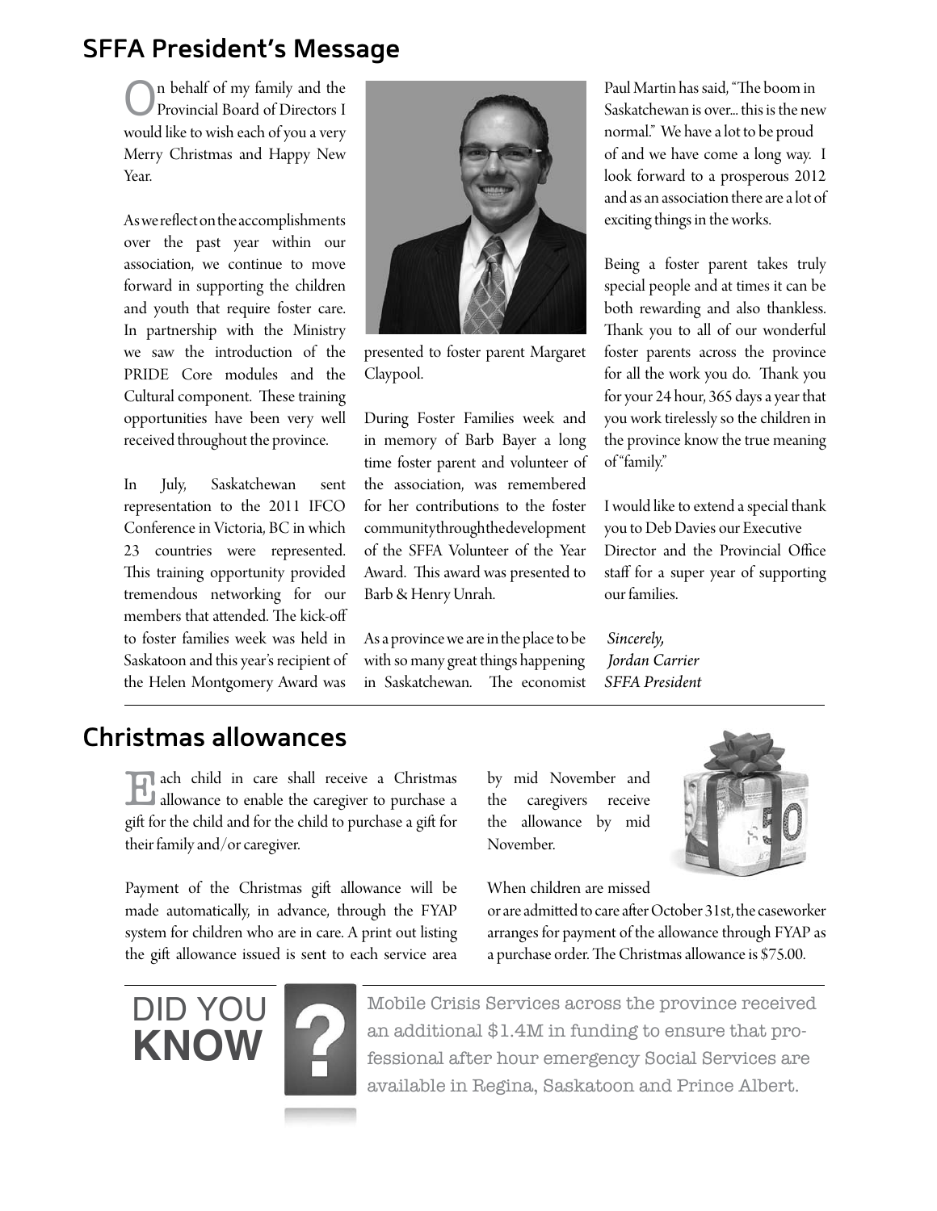## SFFA President's Message

On behalf of my family and the Provincial Board of Directors I would like to wish each of you a very Merry Christmas and Happy New Year.

As we reflect on the accomplishments over the past year within our association, we continue to move forward in supporting the children and youth that require foster care. In partnership with the Ministry we saw the introduction of the PRIDE Core modules and the Cultural component. These training opportunities have been very well received throughout the province.

In July, Saskatchewan sent representation to the 2011 IFCO Conference in Victoria, BC in which 23 countries were represented. This training opportunity provided tremendous networking for our members that attended. The kick-off to foster families week was held in Saskatoon and this year's recipient of the Helen Montgomery Award was presented to foster parent Margaret Claypool.

During Foster Families week and in memory of Barb Bayer a long time foster parent and volunteer of the association, was remembered for her contributions to the foster community through the development of the SFFA Volunteer of the Year Award. This award was presented to Barb & Henry Unrah.

As a province we are in the place to be with so many great things happening in Saskatchewan. The economist Paul Martin has said, "The boom in Saskatchewan is over... this is the new normal." We have a lot to be proud of and we have come a long way. I look forward to a prosperous 2012 and as an association there are a lot of exciting things in the works.

Being a foster parent takes truly special people and at times it can be both rewarding and also thankless. Thank you to all of our wonderful foster parents across the province for all the work you do. Thank you for your 24 hour, 365 days a year that you work tirelessly so the children in the province know the true meaning of "family."

I would like to extend a special thank you to Deb Davies our Executive Director and the Provincial Office staff for a super year of supporting our families.

*Sincerely,*
*Jordan Carrier*
*SFFA President*

## Christmas allowances

Each child in care shall receive a Christmas allowance to enable the caregiver to purchase a gift for the child and for the child to purchase a gift for their family and/or caregiver.

Payment of the Christmas gift allowance will be made automatically, in advance, through the FYAP system for children who are in care. A print out listing the gift allowance issued is sent to each service area by mid November and the caregivers receive the allowance by mid November.

When children are missed or are admitted to care after October 31st, the caseworker arranges for payment of the allowance through FYAP as a purchase order. The Christmas allowance is $75.00.

**DID YOU KNOW ?**

Mobile Crisis Services across the province received an additional $1.4M in funding to ensure that professional after hour emergency Social Services are available in Regina, Saskatoon and Prince Albert.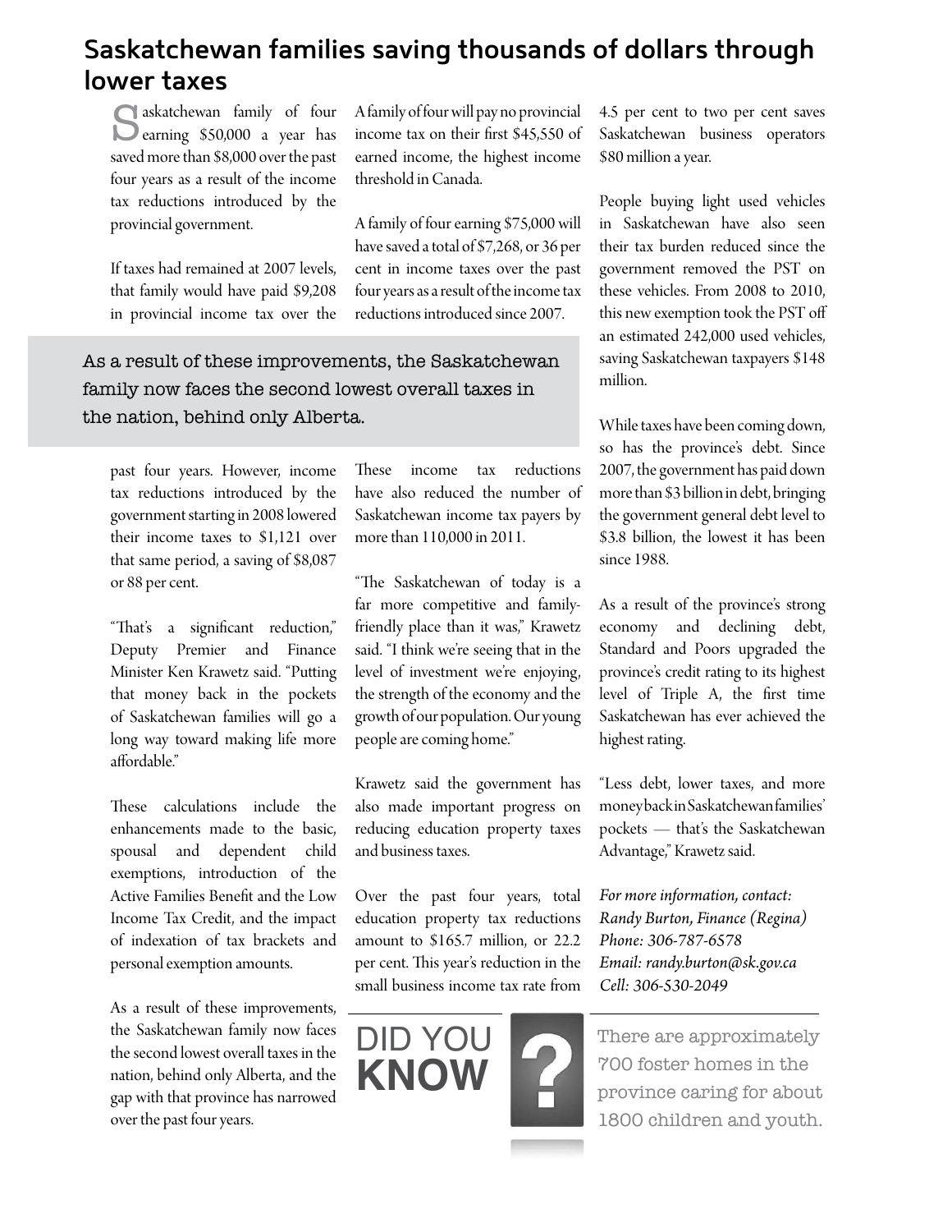## Saskatchewan families saving thousands of dollars through lower taxes

Saskatchewan family of four earning $50,000 a year has saved more than $8,000 over the past four years as a result of the income tax reductions introduced by the provincial government.

If taxes had remained at 2007 levels, that family would have paid $9,208 in provincial income tax over the past four years. However, income tax reductions introduced by the government starting in 2008 lowered their income taxes to $1,121 over that same period, a saving of $8,087 or 88 per cent.

> As a result of these improvements, the Saskatchewan family now faces the second lowest overall taxes in the nation, behind only Alberta.

"That's a significant reduction," Deputy Premier and Finance Minister Ken Krawetz said. "Putting that money back in the pockets of Saskatchewan families will go a long way toward making life more affordable."

These calculations include the enhancements made to the basic, spousal and dependent child exemptions, introduction of the Active Families Benefit and the Low Income Tax Credit, and the impact of indexation of tax brackets and personal exemption amounts.

As a result of these improvements, the Saskatchewan family now faces the second lowest overall taxes in the nation, behind only Alberta, and the gap with that province has narrowed over the past four years.

A family of four will pay no provincial income tax on their first $45,550 of earned income, the highest income threshold in Canada.

A family of four earning $75,000 will have saved a total of $7,268, or 36 per cent in income taxes over the past four years as a result of the income tax reductions introduced since 2007.

These income tax reductions have also reduced the number of Saskatchewan income tax payers by more than 110,000 in 2011.

"The Saskatchewan of today is a far more competitive and family-friendly place than it was," Krawetz said. "I think we're seeing that in the level of investment we're enjoying, the strength of the economy and the growth of our population. Our young people are coming home."

Krawetz said the government has also made important progress on reducing education property taxes and business taxes.

Over the past four years, total education property tax reductions amount to $165.7 million, or 22.2 per cent. This year's reduction in the small business income tax rate from 4.5 per cent to two per cent saves Saskatchewan business operators $80 million a year.

People buying light used vehicles in Saskatchewan have also seen their tax burden reduced since the government removed the PST on these vehicles. From 2008 to 2010, this new exemption took the PST off an estimated 242,000 used vehicles, saving Saskatchewan taxpayers $148 million.

While taxes have been coming down, so has the province's debt. Since 2007, the government has paid down more than $3 billion in debt, bringing the government general debt level to $3.8 billion, the lowest it has been since 1988.

As a result of the province's strong economy and declining debt, Standard and Poors upgraded the province's credit rating to its highest level of Triple A, the first time Saskatchewan has ever achieved the highest rating.

"Less debt, lower taxes, and more money back in Saskatchewan families' pockets — that's the Saskatchewan Advantage," Krawetz said.

*For more information, contact:*
*Randy Burton, Finance (Regina)*
*Phone: 306-787-6578*
*Email: randy.burton@sk.gov.ca*
*Cell: 306-530-2049*

---

**DID YOU KNOW?**

There are approximately 700 foster homes in the province caring for about 1800 children and youth.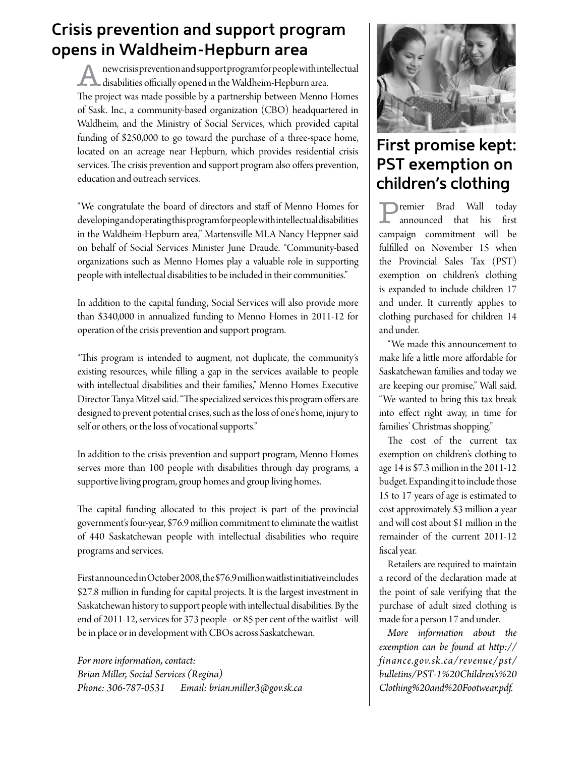## Crisis prevention and support program opens in Waldheim-Hepburn area

A new crisis prevention and support program for people with intellectual disabilities officially opened in the Waldheim-Hepburn area.

The project was made possible by a partnership between Menno Homes of Sask. Inc., a community-based organization (CBO) headquartered in Waldheim, and the Ministry of Social Services, which provided capital funding of $250,000 to go toward the purchase of a three-space home, located on an acreage near Hepburn, which provides residential crisis services. The crisis prevention and support program also offers prevention, education and outreach services.

"We congratulate the board of directors and staff of Menno Homes for developing and operating this program for people with intellectual disabilities in the Waldheim-Hepburn area," Martensville MLA Nancy Heppner said on behalf of Social Services Minister June Draude. "Community-based organizations such as Menno Homes play a valuable role in supporting people with intellectual disabilities to be included in their communities."

In addition to the capital funding, Social Services will also provide more than $340,000 in annualized funding to Menno Homes in 2011-12 for operation of the crisis prevention and support program.

"This program is intended to augment, not duplicate, the community's existing resources, while filling a gap in the services available to people with intellectual disabilities and their families," Menno Homes Executive Director Tanya Mitzel said. "The specialized services this program offers are designed to prevent potential crises, such as the loss of one's home, injury to self or others, or the loss of vocational supports."

In addition to the crisis prevention and support program, Menno Homes serves more than 100 people with disabilities through day programs, a supportive living program, group homes and group living homes.

The capital funding allocated to this project is part of the provincial government's four-year, $76.9 million commitment to eliminate the waitlist of 440 Saskatchewan people with intellectual disabilities who require programs and services.

First announced in October 2008, the $76.9 million waitlist initiative includes $27.8 million in funding for capital projects. It is the largest investment in Saskatchewan history to support people with intellectual disabilities. By the end of 2011-12, services for 373 people - or 85 per cent of the waitlist - will be in place or in development with CBOs across Saskatchewan.

*For more information, contact:*
*Brian Miller, Social Services (Regina)*
*Phone: 306-787-0531 Email: brian.miller3@gov.sk.ca*

## First promise kept: PST exemption on children's clothing

Premier Brad Wall today announced that his first campaign commitment will be fulfilled on November 15 when the Provincial Sales Tax (PST) exemption on children's clothing is expanded to include children 17 and under. It currently applies to clothing purchased for children 14 and under.

"We made this announcement to make life a little more affordable for Saskatchewan families and today we are keeping our promise," Wall said. "We wanted to bring this tax break into effect right away, in time for families' Christmas shopping."

The cost of the current tax exemption on children's clothing to age 14 is $7.3 million in the 2011-12 budget. Expanding it to include those 15 to 17 years of age is estimated to cost approximately $3 million a year and will cost about $1 million in the remainder of the current 2011-12 fiscal year.

Retailers are required to maintain a record of the declaration made at the point of sale verifying that the purchase of adult sized clothing is made for a person 17 and under.

*More information about the exemption can be found at http://finance.gov.sk.ca/revenue/pst/bulletins/PST-1%20Children's%20Clothing%20and%20Footwear.pdf.*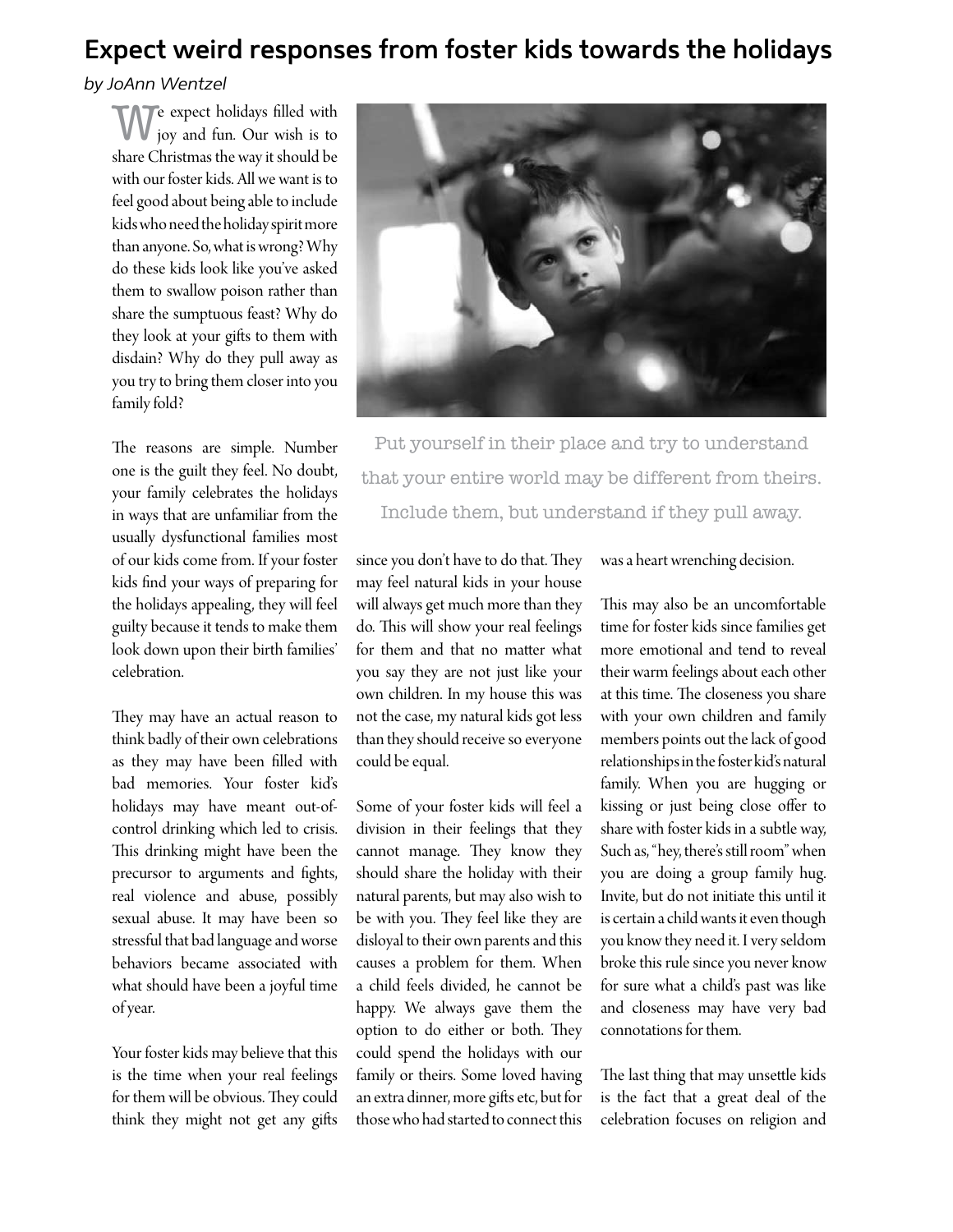# Expect weird responses from foster kids towards the holidays

*by JoAnn Wentzel*

We expect holidays filled with joy and fun. Our wish is to share Christmas the way it should be with our foster kids. All we want is to feel good about being able to include kids who need the holiday spirit more than anyone. So, what is wrong? Why do these kids look like you've asked them to swallow poison rather than share the sumptuous feast? Why do they look at your gifts to them with disdain? Why do they pull away as you try to bring them closer into you family fold?

The reasons are simple. Number one is the guilt they feel. No doubt, your family celebrates the holidays in ways that are unfamiliar from the usually dysfunctional families most of our kids come from. If your foster kids find your ways of preparing for the holidays appealing, they will feel guilty because it tends to make them look down upon their birth families' celebration.

They may have an actual reason to think badly of their own celebrations as they may have been filled with bad memories. Your foster kid's holidays may have meant out-of-control drinking which led to crisis. This drinking might have been the precursor to arguments and fights, real violence and abuse, possibly sexual abuse. It may have been so stressful that bad language and worse behaviors became associated with what should have been a joyful time of year.

Your foster kids may believe that this is the time when your real feelings for them will be obvious. They could think they might not get any gifts since you don't have to do that. They may feel natural kids in your house will always get much more than they do. This will show your real feelings for them and that no matter what you say they are not just like your own children. In my house this was not the case, my natural kids got less than they should receive so everyone could be equal.

Put yourself in their place and try to understand that your entire world may be different from theirs. Include them, but understand if they pull away.

Some of your foster kids will feel a division in their feelings that they cannot manage. They know they should share the holiday with their natural parents, but may also wish to be with you. They feel like they are disloyal to their own parents and this causes a problem for them. When a child feels divided, he cannot be happy. We always gave them the option to do either or both. They could spend the holidays with our family or theirs. Some loved having an extra dinner, more gifts etc, but for those who had started to connect this was a heart wrenching decision.

This may also be an uncomfortable time for foster kids since families get more emotional and tend to reveal their warm feelings about each other at this time. The closeness you share with your own children and family members points out the lack of good relationships in the foster kid's natural family. When you are hugging or kissing or just being close offer to share with foster kids in a subtle way, Such as, "hey, there's still room" when you are doing a group family hug. Invite, but do not initiate this until it is certain a child wants it even though you know they need it. I very seldom broke this rule since you never know for sure what a child's past was like and closeness may have very bad connotations for them.

The last thing that may unsettle kids is the fact that a great deal of the celebration focuses on religion and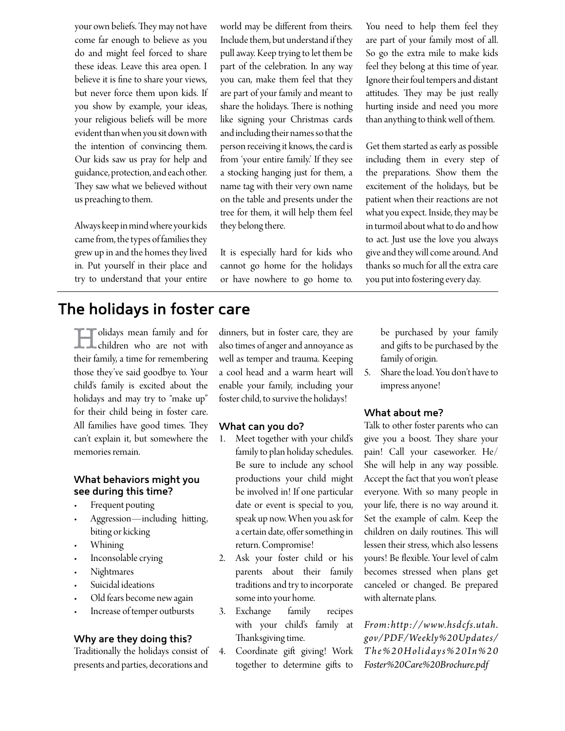your own beliefs. They may not have come far enough to believe as you do and might feel forced to share these ideas. Leave this area open. I believe it is fine to share your views, but never force them upon kids. If you show by example, your ideas, your religious beliefs will be more evident than when you sit down with the intention of convincing them. Our kids saw us pray for help and guidance, protection, and each other. They saw what we believed without us preaching to them.

Always keep in mind where your kids came from, the types of families they grew up in and the homes they lived in. Put yourself in their place and try to understand that your entire world may be different from theirs. Include them, but understand if they pull away. Keep trying to let them be part of the celebration. In any way you can, make them feel that they are part of your family and meant to share the holidays. There is nothing like signing your Christmas cards and including their names so that the person receiving it knows, the card is from 'your entire family.' If they see a stocking hanging just for them, a name tag with their very own name on the table and presents under the tree for them, it will help them feel they belong there.

It is especially hard for kids who cannot go home for the holidays or have nowhere to go home to. You need to help them feel they are part of your family most of all. So go the extra mile to make kids feel they belong at this time of year. Ignore their foul tempers and distant attitudes. They may be just really hurting inside and need you more than anything to think well of them.

Get them started as early as possible including them in every step of the preparations. Show them the excitement of the holidays, but be patient when their reactions are not what you expect. Inside, they may be in turmoil about what to do and how to act. Just use the love you always give and they will come around. And thanks so much for all the extra care you put into fostering every day.

## The holidays in foster care

Holidays mean family and for children who are not with their family, a time for remembering those they've said goodbye to. Your child's family is excited about the holidays and may try to "make up" for their child being in foster care. All families have good times. They can't explain it, but somewhere the memories remain.

### What behaviors might you see during this time?

- Frequent pouting
- Aggression—including hitting, biting or kicking
- Whining
- Inconsolable crying
- Nightmares
- Suicidal ideations
- Old fears become new again
- Increase of temper outbursts

### Why are they doing this?

Traditionally the holidays consist of presents and parties, decorations and dinners, but in foster care, they are also times of anger and annoyance as well as temper and trauma. Keeping a cool head and a warm heart will enable your family, including your foster child, to survive the holidays!

### What can you do?

1. Meet together with your child's family to plan holiday schedules. Be sure to include any school productions your child might be involved in! If one particular date or event is special to you, speak up now. When you ask for a certain date, offer something in return. Compromise!
2. Ask your foster child or his parents about their family traditions and try to incorporate some into your home.
3. Exchange family recipes with your child's family at Thanksgiving time.
4. Coordinate gift giving! Work together to determine gifts to be purchased by your family and gifts to be purchased by the family of origin.
5. Share the load. You don't have to impress anyone!

### What about me?

Talk to other foster parents who can give you a boost. They share your pain! Call your caseworker. He/She will help in any way possible. Accept the fact that you won't please everyone. With so many people in your life, there is no way around it. Set the example of calm. Keep the children on daily routines. This will lessen their stress, which also lessens yours! Be flexible. Your level of calm becomes stressed when plans get canceled or changed. Be prepared with alternate plans.

*From: http://www.hsdcfs.utah.gov/PDF/Weekly%20Updates/The%20Holidays%20In%20Foster%20Care%20Brochure.pdf*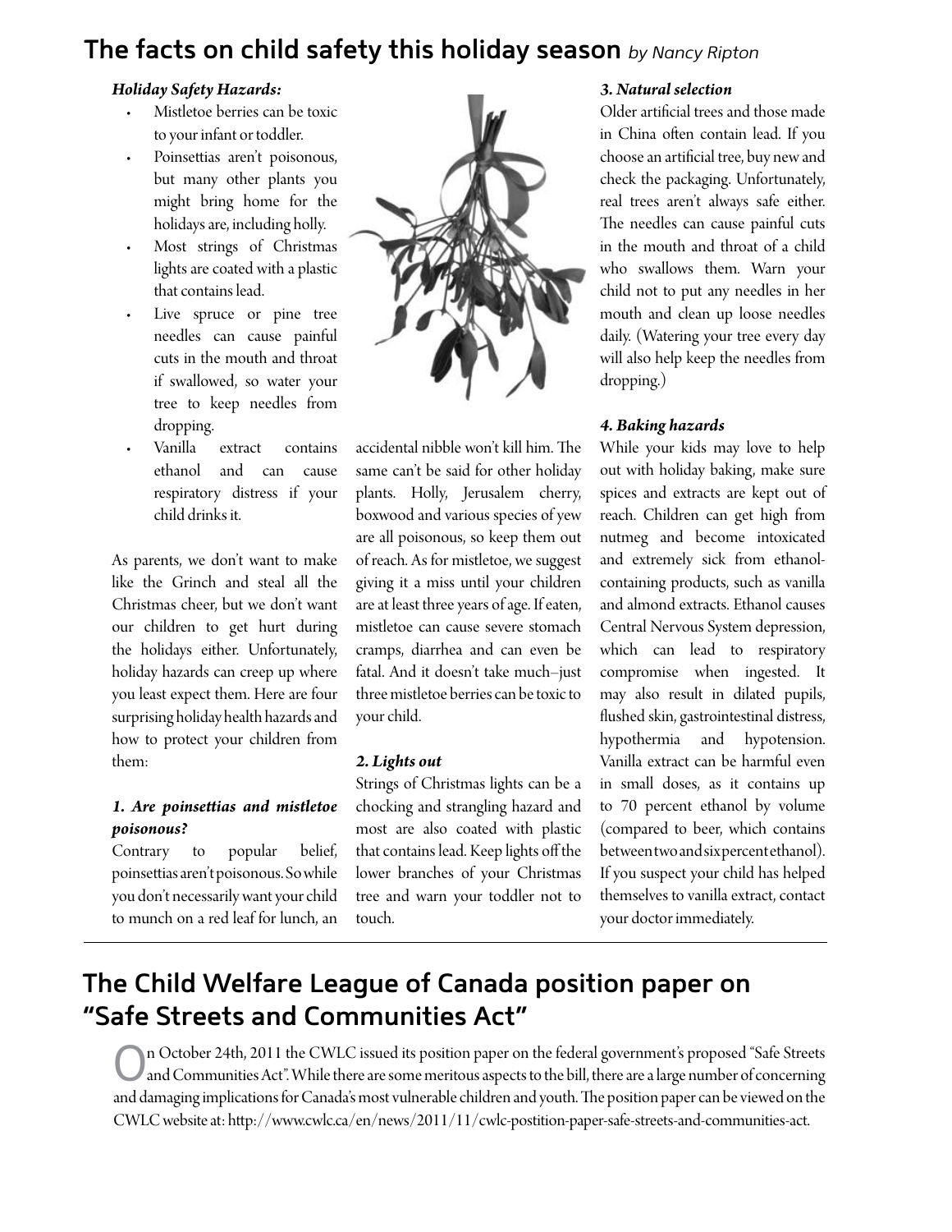## The facts on child safety this holiday season *by Nancy Ripton*

***Holiday Safety Hazards:***

- Mistletoe berries can be toxic to your infant or toddler.
- Poinsettias aren't poisonous, but many other plants you might bring home for the holidays are, including holly.
- Most strings of Christmas lights are coated with a plastic that contains lead.
- Live spruce or pine tree needles can cause painful cuts in the mouth and throat if swallowed, so water your tree to keep needles from dropping.
- Vanilla extract contains ethanol and can cause respiratory distress if your child drinks it.

As parents, we don't want to make like the Grinch and steal all the Christmas cheer, but we don't want our children to get hurt during the holidays either. Unfortunately, holiday hazards can creep up where you least expect them. Here are four surprising holiday health hazards and how to protect your children from them:

***1. Are poinsettias and mistletoe poisonous?***

Contrary to popular belief, poinsettias aren't poisonous. So while you don't necessarily want your child to munch on a red leaf for lunch, an accidental nibble won't kill him. The same can't be said for other holiday plants. Holly, Jerusalem cherry, boxwood and various species of yew are all poisonous, so keep them out of reach. As for mistletoe, we suggest giving it a miss until your children are at least three years of age. If eaten, mistletoe can cause severe stomach cramps, diarrhea and can even be fatal. And it doesn't take much–just three mistletoe berries can be toxic to your child.

***2. Lights out***

Strings of Christmas lights can be a chocking and strangling hazard and most are also coated with plastic that contains lead. Keep lights off the lower branches of your Christmas tree and warn your toddler not to touch.

***3. Natural selection***

Older artificial trees and those made in China often contain lead. If you choose an artificial tree, buy new and check the packaging. Unfortunately, real trees aren't always safe either. The needles can cause painful cuts in the mouth and throat of a child who swallows them. Warn your child not to put any needles in her mouth and clean up loose needles daily. (Watering your tree every day will also help keep the needles from dropping.)

***4. Baking hazards***

While your kids may love to help out with holiday baking, make sure spices and extracts are kept out of reach. Children can get high from nutmeg and become intoxicated and extremely sick from ethanol-containing products, such as vanilla and almond extracts. Ethanol causes Central Nervous System depression, which can lead to respiratory compromise when ingested. It may also result in dilated pupils, flushed skin, gastrointestinal distress, hypothermia and hypotension. Vanilla extract can be harmful even in small doses, as it contains up to 70 percent ethanol by volume (compared to beer, which contains between two and six percent ethanol). If you suspect your child has helped themselves to vanilla extract, contact your doctor immediately.

## The Child Welfare League of Canada position paper on "Safe Streets and Communities Act"

On October 24th, 2011 the CWLC issued its position paper on the federal government's proposed "Safe Streets and Communities Act". While there are some meritous aspects to the bill, there are a large number of concerning and damaging implications for Canada's most vulnerable children and youth. The position paper can be viewed on the CWLC website at: http://www.cwlc.ca/en/news/2011/11/cwlc-postition-paper-safe-streets-and-communities-act.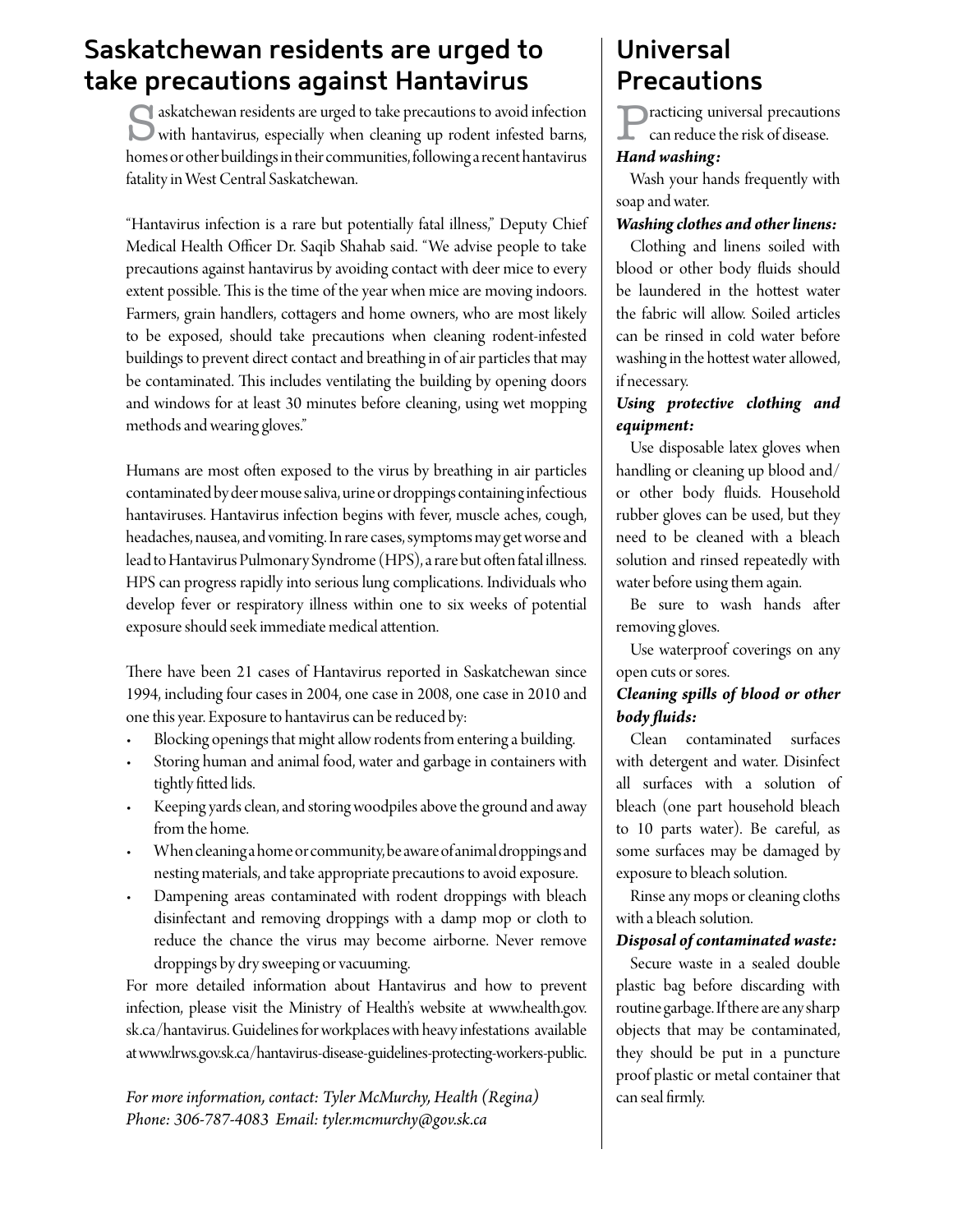## Saskatchewan residents are urged to take precautions against Hantavirus

Saskatchewan residents are urged to take precautions to avoid infection with hantavirus, especially when cleaning up rodent infested barns, homes or other buildings in their communities, following a recent hantavirus fatality in West Central Saskatchewan.

"Hantavirus infection is a rare but potentially fatal illness," Deputy Chief Medical Health Officer Dr. Saqib Shahab said. "We advise people to take precautions against hantavirus by avoiding contact with deer mice to every extent possible. This is the time of the year when mice are moving indoors. Farmers, grain handlers, cottagers and home owners, who are most likely to be exposed, should take precautions when cleaning rodent-infested buildings to prevent direct contact and breathing in of air particles that may be contaminated. This includes ventilating the building by opening doors and windows for at least 30 minutes before cleaning, using wet mopping methods and wearing gloves."

Humans are most often exposed to the virus by breathing in air particles contaminated by deer mouse saliva, urine or droppings containing infectious hantaviruses. Hantavirus infection begins with fever, muscle aches, cough, headaches, nausea, and vomiting. In rare cases, symptoms may get worse and lead to Hantavirus Pulmonary Syndrome (HPS), a rare but often fatal illness. HPS can progress rapidly into serious lung complications. Individuals who develop fever or respiratory illness within one to six weeks of potential exposure should seek immediate medical attention.

There have been 21 cases of Hantavirus reported in Saskatchewan since 1994, including four cases in 2004, one case in 2008, one case in 2010 and one this year. Exposure to hantavirus can be reduced by:

- Blocking openings that might allow rodents from entering a building.
- Storing human and animal food, water and garbage in containers with tightly fitted lids.
- Keeping yards clean, and storing woodpiles above the ground and away from the home.
- When cleaning a home or community, be aware of animal droppings and nesting materials, and take appropriate precautions to avoid exposure.
- Dampening areas contaminated with rodent droppings with bleach disinfectant and removing droppings with a damp mop or cloth to reduce the chance the virus may become airborne. Never remove droppings by dry sweeping or vacuuming.

For more detailed information about Hantavirus and how to prevent infection, please visit the Ministry of Health's website at www.health.gov.sk.ca/hantavirus. Guidelines for workplaces with heavy infestations available at www.lrws.gov.sk.ca/hantavirus-disease-guidelines-protecting-workers-public.

*For more information, contact: Tyler McMurchy, Health (Regina)*
*Phone: 306-787-4083 Email: tyler.mcmurchy@gov.sk.ca*

## Universal Precautions

Practicing universal precautions can reduce the risk of disease.

***Hand washing:***

Wash your hands frequently with soap and water.

***Washing clothes and other linens:***

Clothing and linens soiled with blood or other body fluids should be laundered in the hottest water the fabric will allow. Soiled articles can be rinsed in cold water before washing in the hottest water allowed, if necessary.

***Using protective clothing and equipment:***

Use disposable latex gloves when handling or cleaning up blood and/or other body fluids. Household rubber gloves can be used, but they need to be cleaned with a bleach solution and rinsed repeatedly with water before using them again.

Be sure to wash hands after removing gloves.

Use waterproof coverings on any open cuts or sores.

***Cleaning spills of blood or other body fluids:***

Clean contaminated surfaces with detergent and water. Disinfect all surfaces with a solution of bleach (one part household bleach to 10 parts water). Be careful, as some surfaces may be damaged by exposure to bleach solution.

Rinse any mops or cleaning cloths with a bleach solution.

***Disposal of contaminated waste:***

Secure waste in a sealed double plastic bag before discarding with routine garbage. If there are any sharp objects that may be contaminated, they should be put in a puncture proof plastic or metal container that can seal firmly.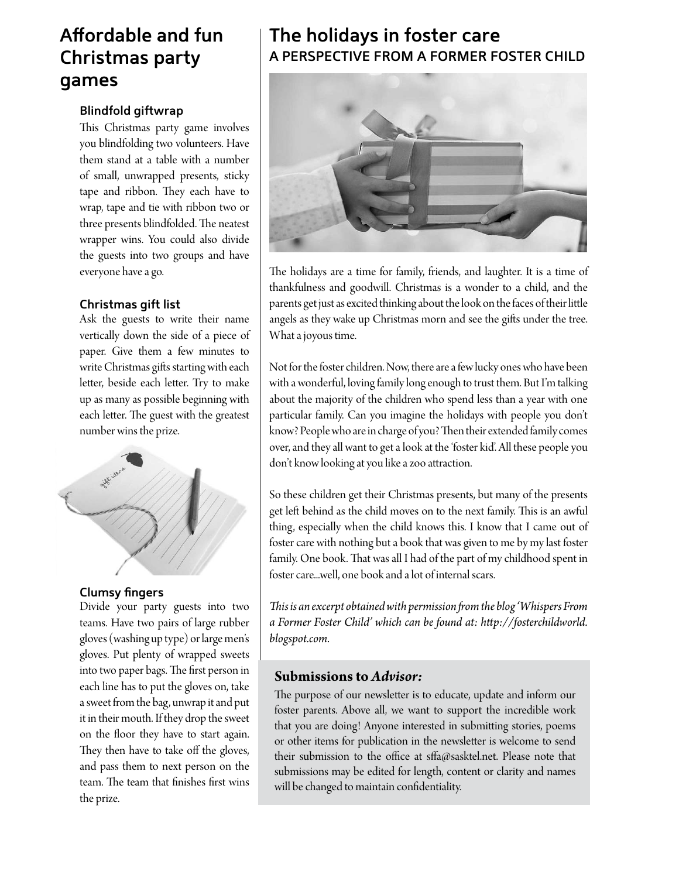## Affordable and fun Christmas party games

### Blindfold giftwrap

This Christmas party game involves you blindfolding two volunteers. Have them stand at a table with a number of small, unwrapped presents, sticky tape and ribbon. They each have to wrap, tape and tie with ribbon two or three presents blindfolded. The neatest wrapper wins. You could also divide the guests into two groups and have everyone have a go.

### Christmas gift list

Ask the guests to write their name vertically down the side of a piece of paper. Give them a few minutes to write Christmas gifts starting with each letter, beside each letter. Try to make up as many as possible beginning with each letter. The guest with the greatest number wins the prize.

### Clumsy fingers

Divide your party guests into two teams. Have two pairs of large rubber gloves (washing up type) or large men's gloves. Put plenty of wrapped sweets into two paper bags. The first person in each line has to put the gloves on, take a sweet from the bag, unwrap it and put it in their mouth. If they drop the sweet on the floor they have to start again. They then have to take off the gloves, and pass them to next person on the team. The team that finishes first wins the prize.

## The holidays in foster care

### A PERSPECTIVE FROM A FORMER FOSTER CHILD

The holidays are a time for family, friends, and laughter. It is a time of thankfulness and goodwill. Christmas is a wonder to a child, and the parents get just as excited thinking about the look on the faces of their little angels as they wake up Christmas morn and see the gifts under the tree. What a joyous time.

Not for the foster children. Now, there are a few lucky ones who have been with a wonderful, loving family long enough to trust them. But I'm talking about the majority of the children who spend less than a year with one particular family. Can you imagine the holidays with people you don't know? People who are in charge of you? Then their extended family comes over, and they all want to get a look at the 'foster kid'. All these people you don't know looking at you like a zoo attraction.

So these children get their Christmas presents, but many of the presents get left behind as the child moves on to the next family. This is an awful thing, especially when the child knows this. I know that I came out of foster care with nothing but a book that was given to me by my last foster family. One book. That was all I had of the part of my childhood spent in foster care...well, one book and a lot of internal scars.

*This is an excerpt obtained with permission from the blog 'Whispers From a Former Foster Child' which can be found at: http://fosterchildworld.blogspot.com.*

### Submissions to *Advisor:*

The purpose of our newsletter is to educate, update and inform our foster parents. Above all, we want to support the incredible work that you are doing! Anyone interested in submitting stories, poems or other items for publication in the newsletter is welcome to send their submission to the office at sffa@sasktel.net. Please note that submissions may be edited for length, content or clarity and names will be changed to maintain confidentiality.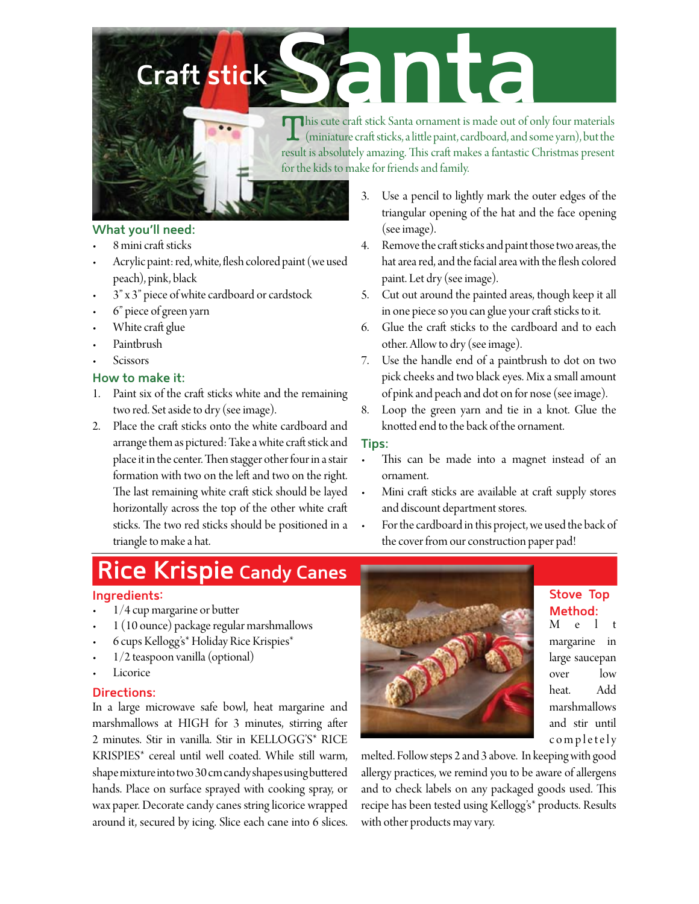# Craft stick Santa

This cute craft stick Santa ornament is made out of only four materials (miniature craft sticks, a little paint, cardboard, and some yarn), but the result is absolutely amazing. This craft makes a fantastic Christmas present for the kids to make for friends and family.

### What you'll need:

- 8 mini craft sticks
- Acrylic paint: red, white, flesh colored paint (we used peach), pink, black
- 3" x 3" piece of white cardboard or cardstock
- 6" piece of green yarn
- White craft glue
- Paintbrush
- Scissors

### How to make it:

1. Paint six of the craft sticks white and the remaining two red. Set aside to dry (see image).
2. Place the craft sticks onto the white cardboard and arrange them as pictured: Take a white craft stick and place it in the center. Then stagger other four in a stair formation with two on the left and two on the right. The last remaining white craft stick should be layed horizontally across the top of the other white craft sticks. The two red sticks should be positioned in a triangle to make a hat.
3. Use a pencil to lightly mark the outer edges of the triangular opening of the hat and the face opening (see image).
4. Remove the craft sticks and paint those two areas, the hat area red, and the facial area with the flesh colored paint. Let dry (see image).
5. Cut out around the painted areas, though keep it all in one piece so you can glue your craft sticks to it.
6. Glue the craft sticks to the cardboard and to each other. Allow to dry (see image).
7. Use the handle end of a paintbrush to dot on two pick cheeks and two black eyes. Mix a small amount of pink and peach and dot on for nose (see image).
8. Loop the green yarn and tie in a knot. Glue the knotted end to the back of the ornament.

### Tips:

- This can be made into a magnet instead of an ornament.
- Mini craft sticks are available at craft supply stores and discount department stores.
- For the cardboard in this project, we used the back of the cover from our construction paper pad!

# Rice Krispie Candy Canes

### Ingredients:

- 1/4 cup margarine or butter
- 1 (10 ounce) package regular marshmallows
- 6 cups Kellogg's* Holiday Rice Krispies*
- 1/2 teaspoon vanilla (optional)
- Licorice

### Directions:

In a large microwave safe bowl, heat margarine and marshmallows at HIGH for 3 minutes, stirring after 2 minutes. Stir in vanilla. Stir in KELLOGG'S* RICE KRISPIES* cereal until well coated. While still warm, shape mixture into two 30 cm candy shapes using buttered hands. Place on surface sprayed with cooking spray, or wax paper. Decorate candy canes string licorice wrapped around it, secured by icing. Slice each cane into 6 slices.

### Stove Top Method:

Melt margarine in large saucepan over low heat. Add marshmallows and stir until completely melted. Follow steps 2 and 3 above. In keeping with good allergy practices, we remind you to be aware of allergens and to check labels on any packaged goods used. This recipe has been tested using Kellogg's* products. Results with other products may vary.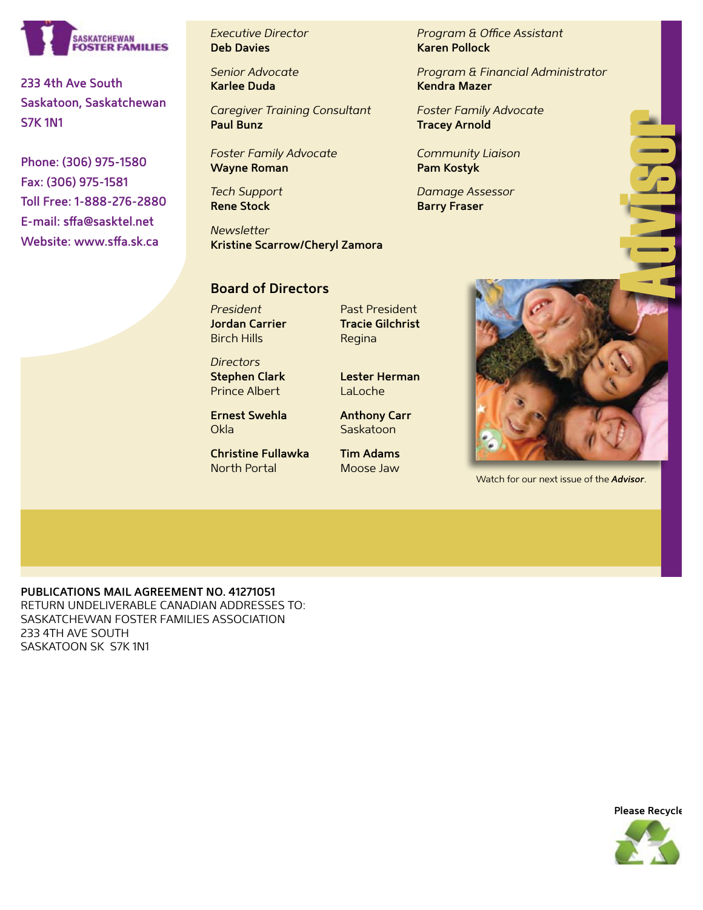SASKATCHEWAN FOSTER FAMILIES

233 4th Ave South
Saskatoon, Saskatchewan
S7K 1N1

Phone: (306) 975-1580
Fax: (306) 975-1581
Toll Free: 1-888-276-2880
E-mail: sffa@sasktel.net
Website: www.sffa.sk.ca

*Executive Director*
**Deb Davies**

*Senior Advocate*
**Karlee Duda**

*Caregiver Training Consultant*
**Paul Bunz**

*Foster Family Advocate*
**Wayne Roman**

*Tech Support*
**Rene Stock**

*Newsletter*
**Kristine Scarrow/Cheryl Zamora**

*Program & Office Assistant*
**Karen Pollock**

*Program & Financial Administrator*
**Kendra Mazer**

*Foster Family Advocate*
**Tracey Arnold**

*Community Liaison*
**Pam Kostyk**

*Damage Assessor*
**Barry Fraser**

## Board of Directors

*President*
**Jordan Carrier**
Birch Hills

*Past President*
**Tracie Gilchrist**
Regina

*Directors*
**Stephen Clark**
Prince Albert

**Lester Herman**
LaLoche

**Ernest Swehla**
Okla

**Anthony Carr**
Saskatoon

**Christine Fullawka**
North Portal

**Tim Adams**
Moose Jaw

Advisor

Watch for our next issue of the ***Advisor***.

**PUBLICATIONS MAIL AGREEMENT NO. 41271051**
RETURN UNDELIVERABLE CANADIAN ADDRESSES TO:
SASKATCHEWAN FOSTER FAMILIES ASSOCIATION
233 4TH AVE SOUTH
SASKATOON SK S7K 1N1

**Please Recycle**